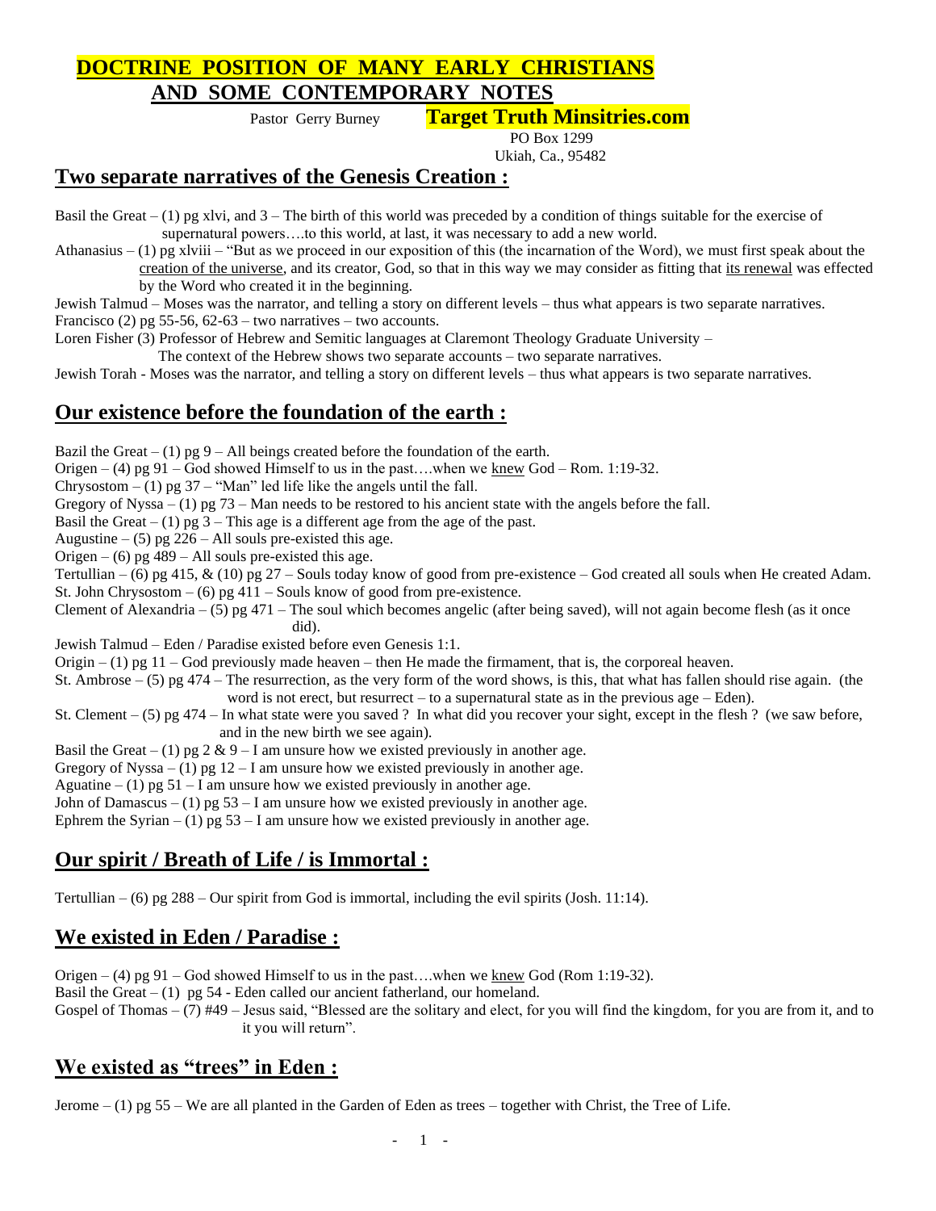# DOCTRINE POSITION OF MANY EARLY CHRISTIANS AND SOME CONTEMPORARY NOTES

Pastor Gerry Burney **Target Truth Minsitries.com**

PO Box 1299
Ukiah, Ca., 95482

## Two separate narratives of the Genesis Creation :

Basil the Great – (1) pg xlvi, and 3 – The birth of this world was preceded by a condition of things suitable for the exercise of supernatural powers….to this world, at last, it was necessary to add a new world.

Athanasius – (1) pg xlviii – "But as we proceed in our exposition of this (the incarnation of the Word), we must first speak about the creation of the universe, and its creator, God, so that in this way we may consider as fitting that its renewal was effected by the Word who created it in the beginning.

Jewish Talmud – Moses was the narrator, and telling a story on different levels – thus what appears is two separate narratives.

Francisco (2) pg 55-56, 62-63 – two narratives – two accounts.

Loren Fisher (3) Professor of Hebrew and Semitic languages at Claremont Theology Graduate University – The context of the Hebrew shows two separate accounts – two separate narratives.

Jewish Torah - Moses was the narrator, and telling a story on different levels – thus what appears is two separate narratives.

## Our existence before the foundation of the earth :

Bazil the Great – (1) pg 9 – All beings created before the foundation of the earth.

Origen – (4) pg 91 – God showed Himself to us in the past….when we knew God – Rom. 1:19-32.

Chrysostom – (1) pg 37 – "Man" led life like the angels until the fall.

Gregory of Nyssa – (1) pg 73 – Man needs to be restored to his ancient state with the angels before the fall.

Basil the Great – (1) pg 3 – This age is a different age from the age of the past.

Augustine – (5) pg 226 – All souls pre-existed this age.

Origen – (6) pg 489 – All souls pre-existed this age.

Tertullian – (6) pg 415, & (10) pg 27 – Souls today know of good from pre-existence – God created all souls when He created Adam.

St. John Chrysostom – (6) pg 411 – Souls know of good from pre-existence.

Clement of Alexandria – (5) pg 471 – The soul which becomes angelic (after being saved), will not again become flesh (as it once did).

Jewish Talmud – Eden / Paradise existed before even Genesis 1:1.

Origin – (1) pg 11 – God previously made heaven – then He made the firmament, that is, the corporeal heaven.

St. Ambrose – (5) pg 474 – The resurrection, as the very form of the word shows, is this, that what has fallen should rise again. (the word is not erect, but resurrect – to a supernatural state as in the previous age – Eden).

St. Clement – (5) pg 474 – In what state were you saved ? In what did you recover your sight, except in the flesh ? (we saw before, and in the new birth we see again).

Basil the Great – (1) pg 2 & 9 – I am unsure how we existed previously in another age.

Gregory of Nyssa – (1) pg 12 – I am unsure how we existed previously in another age.

Aguatine – (1) pg 51 – I am unsure how we existed previously in another age.

John of Damascus – (1) pg 53 – I am unsure how we existed previously in another age.

Ephrem the Syrian – (1) pg 53 – I am unsure how we existed previously in another age.

## Our spirit / Breath of Life / is Immortal :

Tertullian – (6) pg 288 – Our spirit from God is immortal, including the evil spirits (Josh. 11:14).

## We existed in Eden / Paradise :

Origen – (4) pg 91 – God showed Himself to us in the past….when we knew God (Rom 1:19-32).

Basil the Great – (1) pg 54 - Eden called our ancient fatherland, our homeland.

Gospel of Thomas – (7) #49 – Jesus said, "Blessed are the solitary and elect, for you will find the kingdom, for you are from it, and to it you will return".

## We existed as "trees" in Eden :

Jerome – (1) pg 55 – We are all planted in the Garden of Eden as trees – together with Christ, the Tree of Life.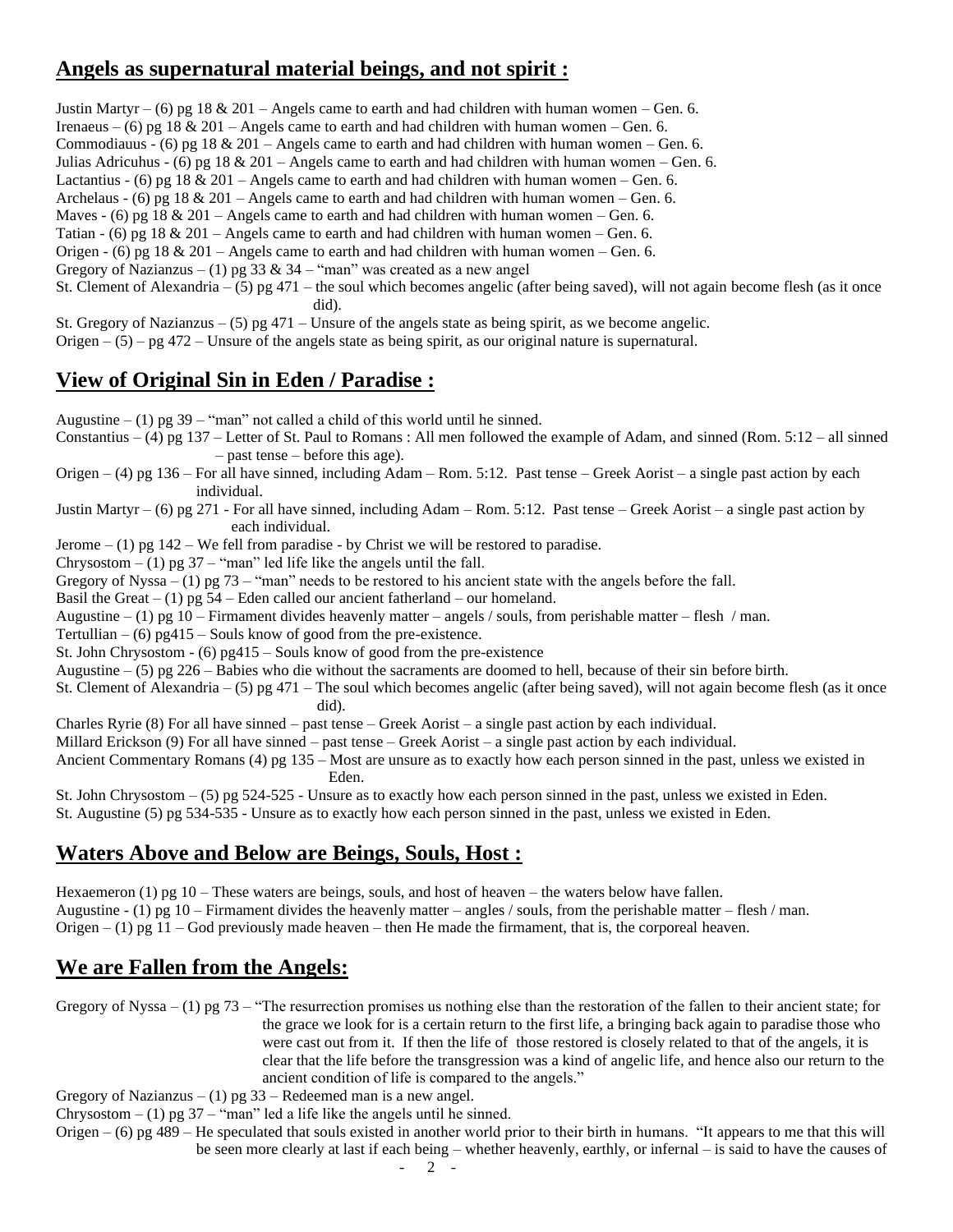## Angels as supernatural material beings, and not spirit :

Justin Martyr – (6) pg 18 & 201 – Angels came to earth and had children with human women – Gen. 6.
Irenaeus – (6) pg 18 & 201 – Angels came to earth and had children with human women – Gen. 6.
Commodiauus - (6) pg 18 & 201 – Angels came to earth and had children with human women – Gen. 6.
Julias Adricuhus - (6) pg 18 & 201 – Angels came to earth and had children with human women – Gen. 6.
Lactantius - (6) pg 18 & 201 – Angels came to earth and had children with human women – Gen. 6.
Archelaus - (6) pg 18 & 201 – Angels came to earth and had children with human women – Gen. 6.
Maves - (6) pg 18 & 201 – Angels came to earth and had children with human women – Gen. 6.
Tatian - (6) pg 18 & 201 – Angels came to earth and had children with human women – Gen. 6.
Origen - (6) pg 18 & 201 – Angels came to earth and had children with human women – Gen. 6.
Gregory of Nazianzus – (1) pg 33 & 34 – "man" was created as a new angel
St. Clement of Alexandria – (5) pg 471 – the soul which becomes angelic (after being saved), will not again become flesh (as it once did).
St. Gregory of Nazianzus – (5) pg 471 – Unsure of the angels state as being spirit, as we become angelic.
Origen – (5) – pg 472 – Unsure of the angels state as being spirit, as our original nature is supernatural.

## View of Original Sin in Eden / Paradise :

Augustine – (1) pg 39 – "man" not called a child of this world until he sinned.
Constantius – (4) pg 137 – Letter of St. Paul to Romans : All men followed the example of Adam, and sinned (Rom. 5:12 – all sinned – past tense – before this age).
Origen – (4) pg 136 – For all have sinned, including Adam – Rom. 5:12. Past tense – Greek Aorist – a single past action by each individual.
Justin Martyr – (6) pg 271 - For all have sinned, including Adam – Rom. 5:12. Past tense – Greek Aorist – a single past action by each individual.
Jerome – (1) pg 142 – We fell from paradise - by Christ we will be restored to paradise.
Chrysostom – (1) pg 37 – "man" led life like the angels until the fall.
Gregory of Nyssa – (1) pg 73 – "man" needs to be restored to his ancient state with the angels before the fall.
Basil the Great – (1) pg 54 – Eden called our ancient fatherland – our homeland.
Augustine – (1) pg 10 – Firmament divides heavenly matter – angels / souls, from perishable matter – flesh / man.
Tertullian – (6) pg415 – Souls know of good from the pre-existence.
St. John Chrysostom - (6) pg415 – Souls know of good from the pre-existence
Augustine – (5) pg 226 – Babies who die without the sacraments are doomed to hell, because of their sin before birth.
St. Clement of Alexandria – (5) pg 471 – The soul which becomes angelic (after being saved), will not again become flesh (as it once did).
Charles Ryrie (8) For all have sinned – past tense – Greek Aorist – a single past action by each individual.
Millard Erickson (9) For all have sinned – past tense – Greek Aorist – a single past action by each individual.
Ancient Commentary Romans (4) pg 135 – Most are unsure as to exactly how each person sinned in the past, unless we existed in Eden.
St. John Chrysostom – (5) pg 524-525 - Unsure as to exactly how each person sinned in the past, unless we existed in Eden.
St. Augustine (5) pg 534-535 - Unsure as to exactly how each person sinned in the past, unless we existed in Eden.

## Waters Above and Below are Beings, Souls, Host :

Hexaemeron (1) pg 10 – These waters are beings, souls, and host of heaven – the waters below have fallen.
Augustine - (1) pg 10 – Firmament divides the heavenly matter – angles / souls, from the perishable matter – flesh / man.
Origen – (1) pg 11 – God previously made heaven – then He made the firmament, that is, the corporeal heaven.

## We are Fallen from the Angels:

Gregory of Nyssa – (1) pg 73 – "The resurrection promises us nothing else than the restoration of the fallen to their ancient state; for the grace we look for is a certain return to the first life, a bringing back again to paradise those who were cast out from it. If then the life of those restored is closely related to that of the angels, it is clear that the life before the transgression was a kind of angelic life, and hence also our return to the ancient condition of life is compared to the angels."
Gregory of Nazianzus – (1) pg 33 – Redeemed man is a new angel.
Chrysostom – (1) pg 37 – "man" led a life like the angels until he sinned.
Origen – (6) pg 489 – He speculated that souls existed in another world prior to their birth in humans. "It appears to me that this will be seen more clearly at last if each being – whether heavenly, earthly, or infernal – is said to have the causes of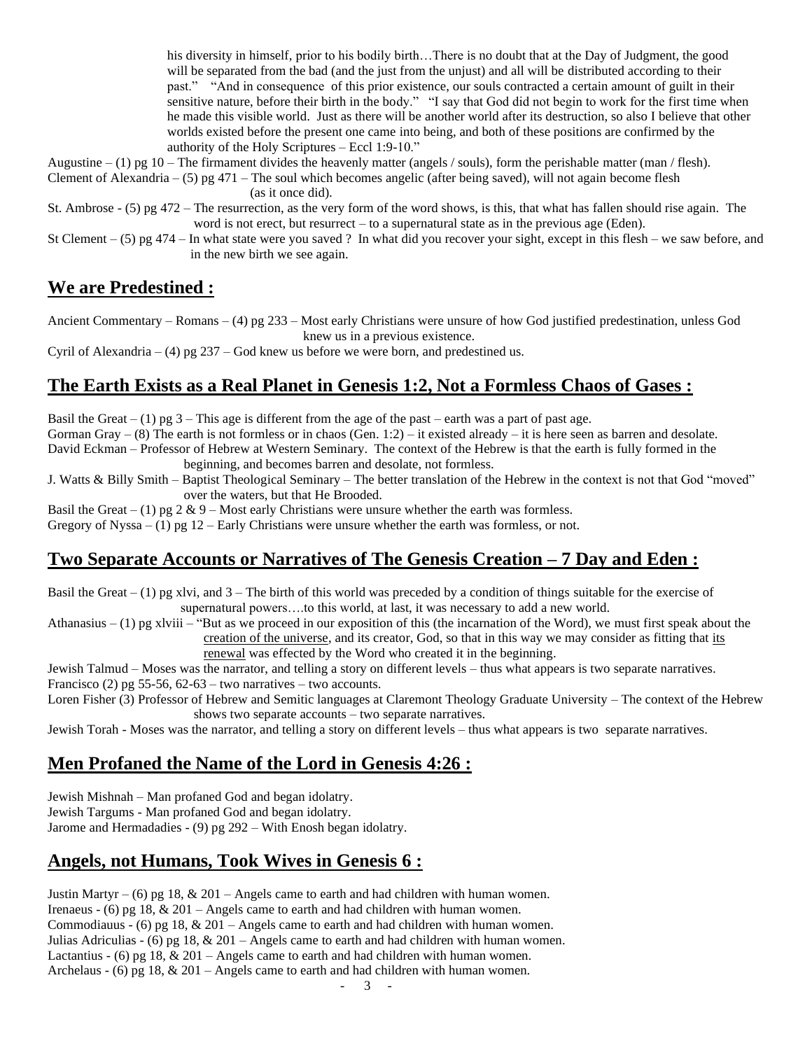his diversity in himself, prior to his bodily birth…There is no doubt that at the Day of Judgment, the good will be separated from the bad (and the just from the unjust) and all will be distributed according to their past." "And in consequence of this prior existence, our souls contracted a certain amount of guilt in their sensitive nature, before their birth in the body." "I say that God did not begin to work for the first time when he made this visible world. Just as there will be another world after its destruction, so also I believe that other worlds existed before the present one came into being, and both of these positions are confirmed by the authority of the Holy Scriptures – Eccl 1:9-10."

Augustine – (1) pg 10 – The firmament divides the heavenly matter (angels / souls), form the perishable matter (man / flesh).
Clement of Alexandria – (5) pg 471 – The soul which becomes angelic (after being saved), will not again become flesh (as it once did).
St. Ambrose - (5) pg 472 – The resurrection, as the very form of the word shows, is this, that what has fallen should rise again. The word is not erect, but resurrect – to a supernatural state as in the previous age (Eden).
St Clement – (5) pg 474 – In what state were you saved ? In what did you recover your sight, except in this flesh – we saw before, and in the new birth we see again.

## We are Predestined :

Ancient Commentary – Romans – (4) pg 233 – Most early Christians were unsure of how God justified predestination, unless God knew us in a previous existence.
Cyril of Alexandria – (4) pg 237 – God knew us before we were born, and predestined us.

## The Earth Exists as a Real Planet in Genesis 1:2, Not a Formless Chaos of Gases :

Basil the Great – (1) pg 3 – This age is different from the age of the past – earth was a part of past age.
Gorman Gray – (8) The earth is not formless or in chaos (Gen. 1:2) – it existed already – it is here seen as barren and desolate.
David Eckman – Professor of Hebrew at Western Seminary. The context of the Hebrew is that the earth is fully formed in the beginning, and becomes barren and desolate, not formless.
J. Watts & Billy Smith – Baptist Theological Seminary – The better translation of the Hebrew in the context is not that God "moved" over the waters, but that He Brooded.
Basil the Great – (1) pg 2 & 9 – Most early Christians were unsure whether the earth was formless.
Gregory of Nyssa – (1) pg 12 – Early Christians were unsure whether the earth was formless, or not.

## Two Separate Accounts or Narratives of The Genesis Creation – 7 Day and Eden :

Basil the Great – (1) pg xlvi, and 3 – The birth of this world was preceded by a condition of things suitable for the exercise of supernatural powers….to this world, at last, it was necessary to add a new world.
Athanasius – (1) pg xlviii – "But as we proceed in our exposition of this (the incarnation of the Word), we must first speak about the creation of the universe, and its creator, God, so that in this way we may consider as fitting that its renewal was effected by the Word who created it in the beginning.
Jewish Talmud – Moses was the narrator, and telling a story on different levels – thus what appears is two separate narratives.
Francisco (2) pg 55-56, 62-63 – two narratives – two accounts.
Loren Fisher (3) Professor of Hebrew and Semitic languages at Claremont Theology Graduate University – The context of the Hebrew shows two separate accounts – two separate narratives.
Jewish Torah - Moses was the narrator, and telling a story on different levels – thus what appears is two separate narratives.

## Men Profaned the Name of the Lord in Genesis 4:26 :

Jewish Mishnah – Man profaned God and began idolatry.
Jewish Targums - Man profaned God and began idolatry.
Jarome and Hermadadies - (9) pg 292 – With Enosh began idolatry.

## Angels, not Humans, Took Wives in Genesis 6 :

Justin Martyr – (6) pg 18, & 201 – Angels came to earth and had children with human women.
Irenaeus - (6) pg 18, & 201 – Angels came to earth and had children with human women.
Commodiauus - (6) pg 18, & 201 – Angels came to earth and had children with human women.
Julias Adriculias - (6) pg 18, & 201 – Angels came to earth and had children with human women.
Lactantius - (6) pg 18, & 201 – Angels came to earth and had children with human women.
Archelaus - (6) pg 18, & 201 – Angels came to earth and had children with human women.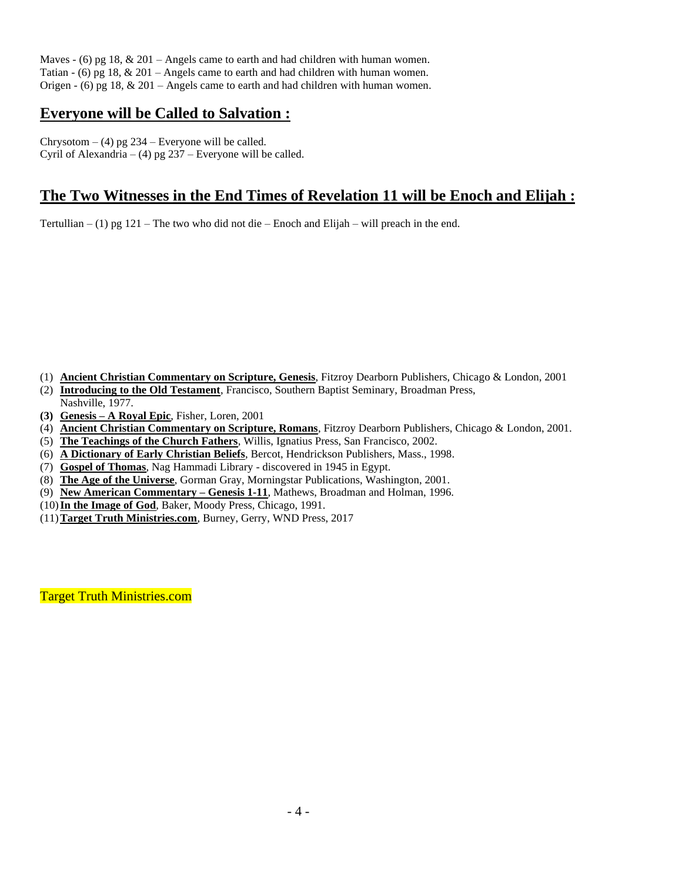Maves - (6) pg 18, & 201 – Angels came to earth and had children with human women.
Tatian - (6) pg 18, & 201 – Angels came to earth and had children with human women.
Origen - (6) pg 18, & 201 – Angels came to earth and had children with human women.

## **Everyone will be Called to Salvation :**

Chrysotom – (4) pg 234 – Everyone will be called.
Cyril of Alexandria – (4) pg 237 – Everyone will be called.

## **The Two Witnesses in the End Times of Revelation 11 will be Enoch and Elijah :**

Tertullian – (1) pg 121 – The two who did not die – Enoch and Elijah – will preach in the end.

(1) **Ancient Christian Commentary on Scripture, Genesis**, Fitzroy Dearborn Publishers, Chicago & London, 2001
(2) **Introducing to the Old Testament**, Francisco, Southern Baptist Seminary, Broadman Press, Nashville, 1977.
**(3) Genesis – A Royal Epic**, Fisher, Loren, 2001
(4) **Ancient Christian Commentary on Scripture, Romans**, Fitzroy Dearborn Publishers, Chicago & London, 2001.
(5) **The Teachings of the Church Fathers**, Willis, Ignatius Press, San Francisco, 2002.
(6) **A Dictionary of Early Christian Beliefs**, Bercot, Hendrickson Publishers, Mass., 1998.
(7) **Gospel of Thomas**, Nag Hammadi Library - discovered in 1945 in Egypt.
(8) **The Age of the Universe**, Gorman Gray, Morningstar Publications, Washington, 2001.
(9) **New American Commentary – Genesis 1-11**, Mathews, Broadman and Holman, 1996.
(10) **In the Image of God**, Baker, Moody Press, Chicago, 1991.
(11) **Target Truth Ministries.com**, Burney, Gerry, WND Press, 2017

Target Truth Ministries.com